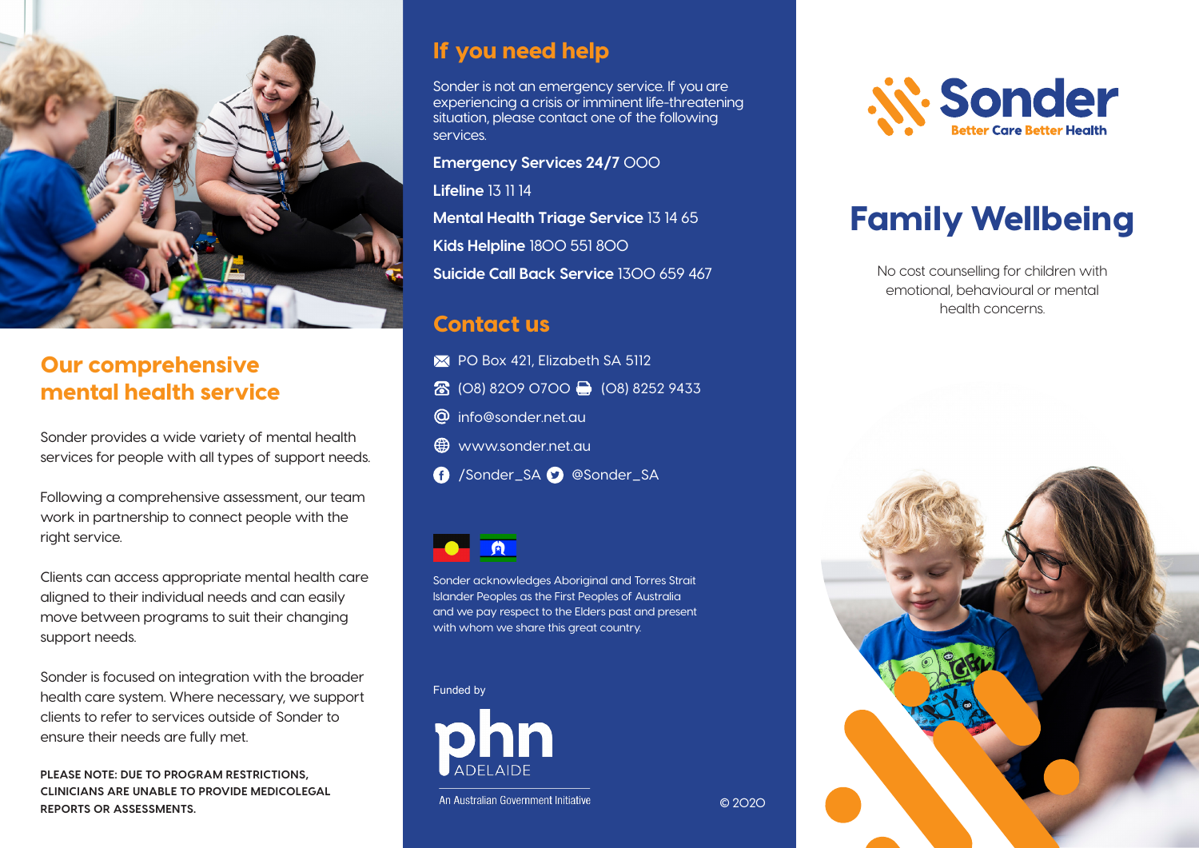## Our comprehensive mental health service

Sonder provides a wide variety of mental health services for people with all types of support needs.

Following a comprehensive assessment, our team work in partnership to connect people with the right service.

Clients can access appropriate mental health care aligned to their individual needs and can easily move between programs to suit their changing support needs.

Sonder is focused on integration with the broader health care system. Where necessary, we support clients to refer to services outside of Sonder to ensure their needs are fully met.

**PLEASE NOTE: DUE TO PROGRAM RESTRICTIONS, CLINICIANS ARE UNABLE TO PROVIDE MEDICOLEGAL REPORTS OR ASSESSMENTS.**

## If you need help

Sonder is not an emergency service. If you are experiencing a crisis or imminent life-threatening situation, please contact one of the following services.

**Emergency Services 24/7** 000

**Lifeline** 13 11 14

**Mental Health Triage Service** 13 14 65

**Kids Helpline** 1800 551 800

**Suicide Call Back Service** 1300 659 467

## Contact us

PO Box 421, Elizabeth SA 5112

(08) 8209 0700 (08) 8252 9433

info@sonder.net.au

www.sonder.net.au

/Sonder_SA @Sonder_SA

Sonder acknowledges Aboriginal and Torres Strait Islander Peoples as the First Peoples of Australia and we pay respect to the Elders past and present with whom we share this great country.

Funded by

phn ADELAIDE

An Australian Government Initiative

© 2020

Sonder
Better Care Better Health

# Family Wellbeing

No cost counselling for children with emotional, behavioural or mental health concerns.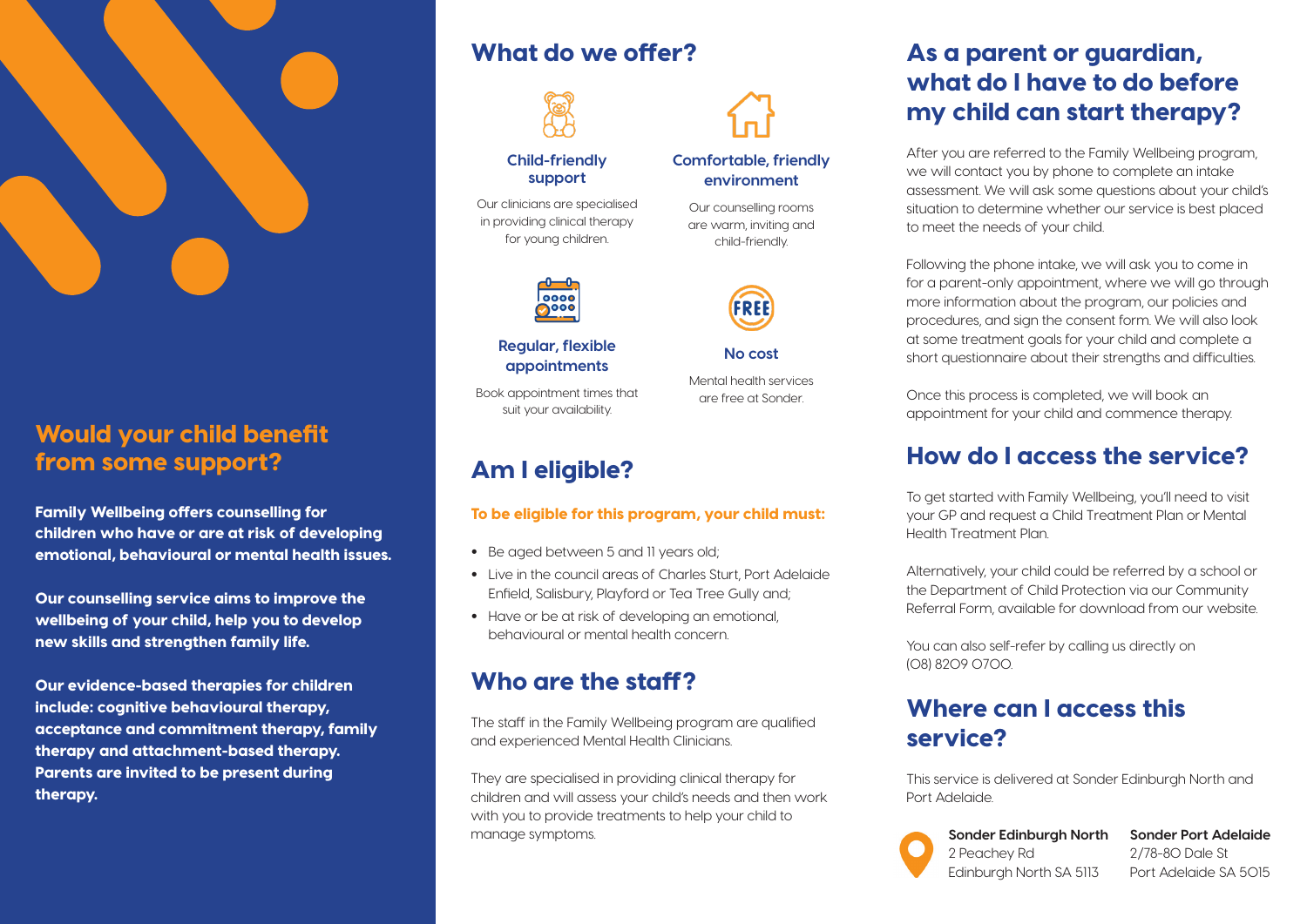## Would your child benefit from some support?

**Family Wellbeing offers counselling for children who have or are at risk of developing emotional, behavioural or mental health issues.**

**Our counselling service aims to improve the wellbeing of your child, help you to develop new skills and strengthen family life.**

**Our evidence-based therapies for children include: cognitive behavioural therapy, acceptance and commitment therapy, family therapy and attachment-based therapy. Parents are invited to be present during therapy.**

## What do we offer?

### Child-friendly support

Our clinicians are specialised in providing clinical therapy for young children.

### Comfortable, friendly environment

Our counselling rooms are warm, inviting and child-friendly.

### Regular, flexible appointments

Book appointment times that suit your availability.

### No cost

Mental health services are free at Sonder.

## Am I eligible?

**To be eligible for this program, your child must:**

- Be aged between 5 and 11 years old;
- Live in the council areas of Charles Sturt, Port Adelaide Enfield, Salisbury, Playford or Tea Tree Gully and;
- Have or be at risk of developing an emotional, behavioural or mental health concern.

## Who are the staff?

The staff in the Family Wellbeing program are qualified and experienced Mental Health Clinicians.

They are specialised in providing clinical therapy for children and will assess your child's needs and then work with you to provide treatments to help your child to manage symptoms.

## As a parent or guardian, what do I have to do before my child can start therapy?

After you are referred to the Family Wellbeing program, we will contact you by phone to complete an intake assessment. We will ask some questions about your child's situation to determine whether our service is best placed to meet the needs of your child.

Following the phone intake, we will ask you to come in for a parent-only appointment, where we will go through more information about the program, our policies and procedures, and sign the consent form. We will also look at some treatment goals for your child and complete a short questionnaire about their strengths and difficulties.

Once this process is completed, we will book an appointment for your child and commence therapy.

## How do I access the service?

To get started with Family Wellbeing, you'll need to visit your GP and request a Child Treatment Plan or Mental Health Treatment Plan.

Alternatively, your child could be referred by a school or the Department of Child Protection via our Community Referral Form, available for download from our website.

You can also self-refer by calling us directly on (08) 8209 0700.

## Where can I access this service?

This service is delivered at Sonder Edinburgh North and Port Adelaide.

**Sonder Edinburgh North**
2 Peachey Rd
Edinburgh North SA 5113

**Sonder Port Adelaide**
2/78-80 Dale St
Port Adelaide SA 5015